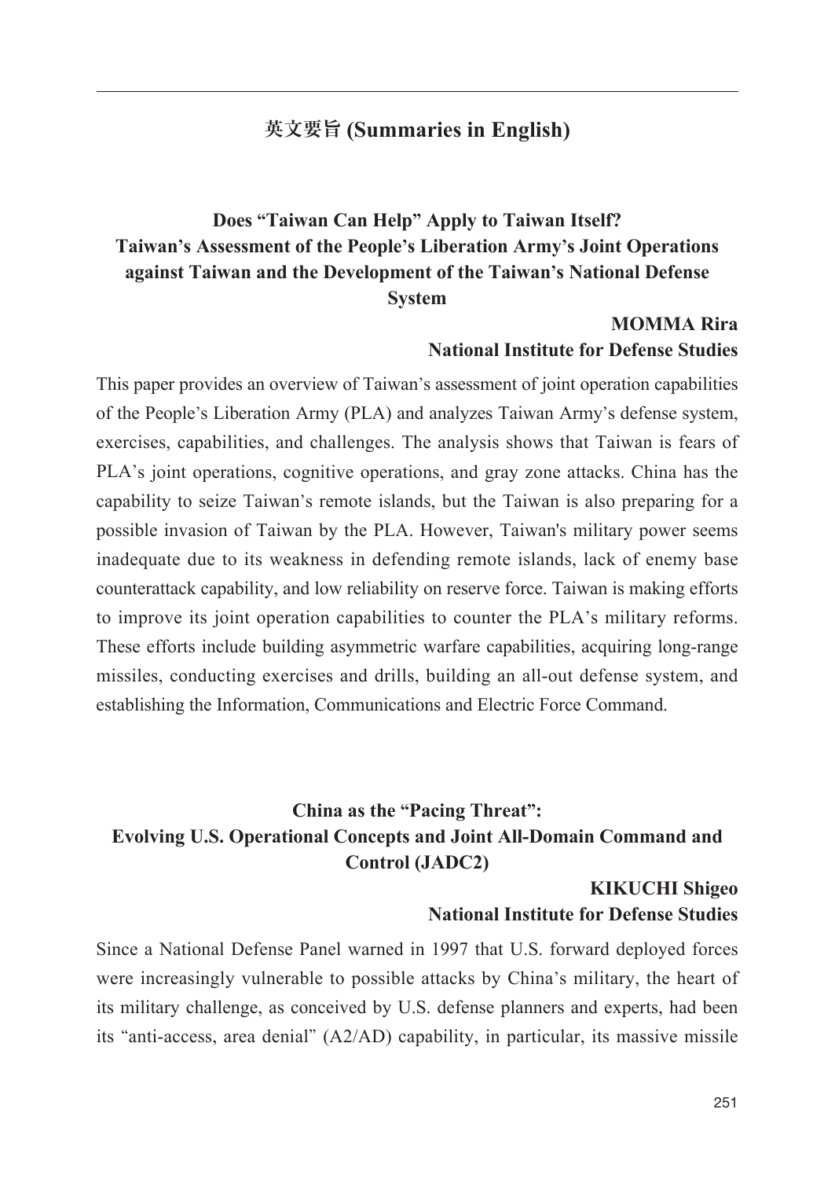# 英文要旨 (Summaries in English)

## Does "Taiwan Can Help" Apply to Taiwan Itself? Taiwan's Assessment of the People's Liberation Army's Joint Operations against Taiwan and the Development of the Taiwan's National Defense System

**MOMMA Rira**
**National Institute for Defense Studies**

This paper provides an overview of Taiwan's assessment of joint operation capabilities of the People's Liberation Army (PLA) and analyzes Taiwan Army's defense system, exercises, capabilities, and challenges. The analysis shows that Taiwan is fears of PLA's joint operations, cognitive operations, and gray zone attacks. China has the capability to seize Taiwan's remote islands, but the Taiwan is also preparing for a possible invasion of Taiwan by the PLA. However, Taiwan's military power seems inadequate due to its weakness in defending remote islands, lack of enemy base counterattack capability, and low reliability on reserve force. Taiwan is making efforts to improve its joint operation capabilities to counter the PLA's military reforms. These efforts include building asymmetric warfare capabilities, acquiring long-range missiles, conducting exercises and drills, building an all-out defense system, and establishing the Information, Communications and Electric Force Command.

## China as the "Pacing Threat": Evolving U.S. Operational Concepts and Joint All-Domain Command and Control (JADC2)

**KIKUCHI Shigeo**
**National Institute for Defense Studies**

Since a National Defense Panel warned in 1997 that U.S. forward deployed forces were increasingly vulnerable to possible attacks by China's military, the heart of its military challenge, as conceived by U.S. defense planners and experts, had been its "anti-access, area denial" (A2/AD) capability, in particular, its massive missile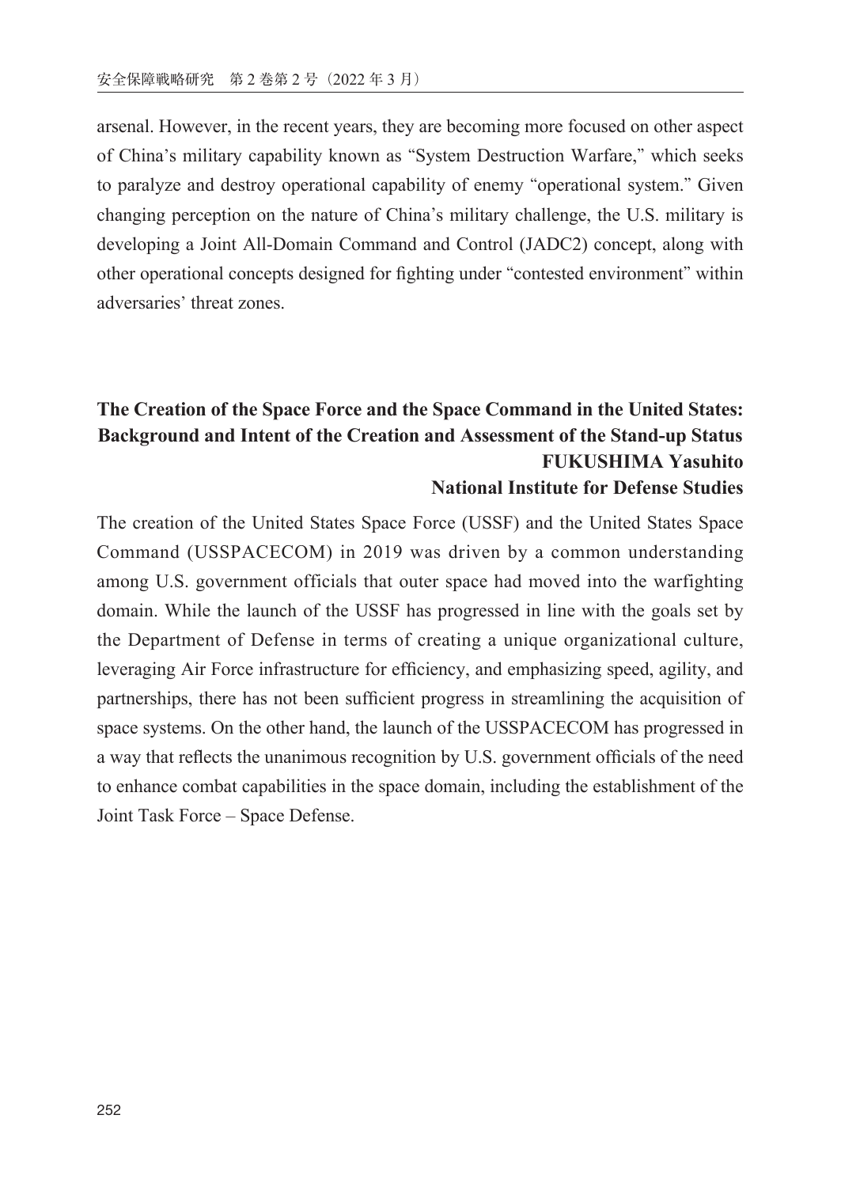arsenal. However, in the recent years, they are becoming more focused on other aspect of China's military capability known as "System Destruction Warfare," which seeks to paralyze and destroy operational capability of enemy "operational system." Given changing perception on the nature of China's military challenge, the U.S. military is developing a Joint All-Domain Command and Control (JADC2) concept, along with other operational concepts designed for fighting under "contested environment" within adversaries' threat zones.

## The Creation of the Space Force and the Space Command in the United States: Background and Intent of the Creation and Assessment of the Stand-up Status

**FUKUSHIMA Yasuhito**
**National Institute for Defense Studies**

The creation of the United States Space Force (USSF) and the United States Space Command (USSPACECOM) in 2019 was driven by a common understanding among U.S. government officials that outer space had moved into the warfighting domain. While the launch of the USSF has progressed in line with the goals set by the Department of Defense in terms of creating a unique organizational culture, leveraging Air Force infrastructure for efficiency, and emphasizing speed, agility, and partnerships, there has not been sufficient progress in streamlining the acquisition of space systems. On the other hand, the launch of the USSPACECOM has progressed in a way that reflects the unanimous recognition by U.S. government officials of the need to enhance combat capabilities in the space domain, including the establishment of the Joint Task Force – Space Defense.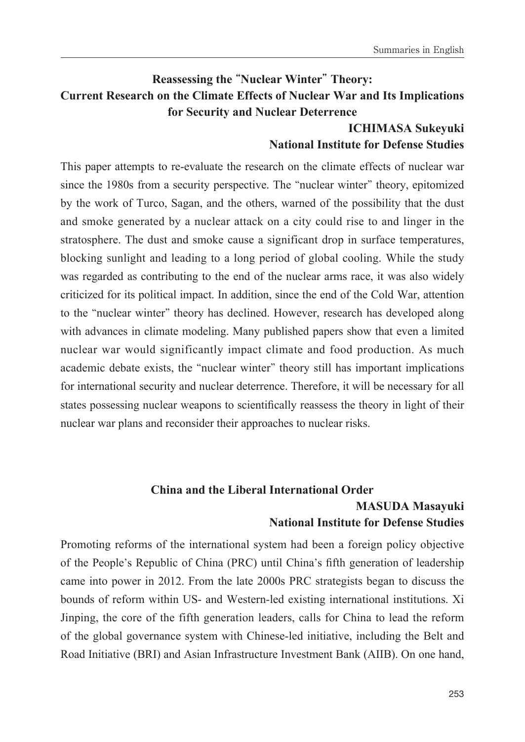## Reassessing the "Nuclear Winter" Theory: Current Research on the Climate Effects of Nuclear War and Its Implications for Security and Nuclear Deterrence

**ICHIMASA Sukeyuki**
**National Institute for Defense Studies**

This paper attempts to re-evaluate the research on the climate effects of nuclear war since the 1980s from a security perspective. The "nuclear winter" theory, epitomized by the work of Turco, Sagan, and the others, warned of the possibility that the dust and smoke generated by a nuclear attack on a city could rise to and linger in the stratosphere. The dust and smoke cause a significant drop in surface temperatures, blocking sunlight and leading to a long period of global cooling. While the study was regarded as contributing to the end of the nuclear arms race, it was also widely criticized for its political impact. In addition, since the end of the Cold War, attention to the "nuclear winter" theory has declined. However, research has developed along with advances in climate modeling. Many published papers show that even a limited nuclear war would significantly impact climate and food production. As much academic debate exists, the "nuclear winter" theory still has important implications for international security and nuclear deterrence. Therefore, it will be necessary for all states possessing nuclear weapons to scientifically reassess the theory in light of their nuclear war plans and reconsider their approaches to nuclear risks.

## China and the Liberal International Order

**MASUDA Masayuki**
**National Institute for Defense Studies**

Promoting reforms of the international system had been a foreign policy objective of the People's Republic of China (PRC) until China's fifth generation of leadership came into power in 2012. From the late 2000s PRC strategists began to discuss the bounds of reform within US- and Western-led existing international institutions. Xi Jinping, the core of the fifth generation leaders, calls for China to lead the reform of the global governance system with Chinese-led initiative, including the Belt and Road Initiative (BRI) and Asian Infrastructure Investment Bank (AIIB). On one hand,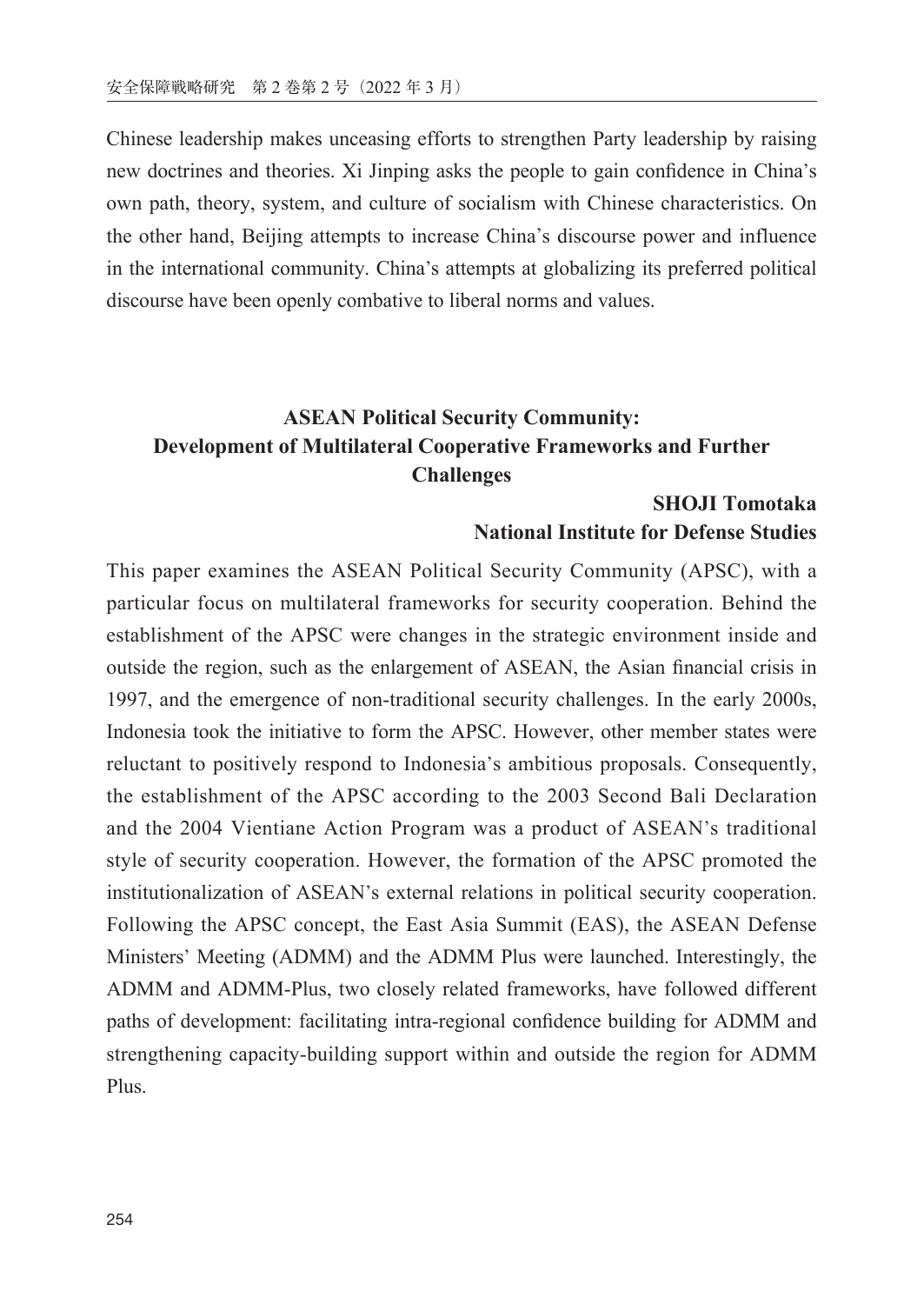Chinese leadership makes unceasing efforts to strengthen Party leadership by raising new doctrines and theories. Xi Jinping asks the people to gain confidence in China's own path, theory, system, and culture of socialism with Chinese characteristics. On the other hand, Beijing attempts to increase China's discourse power and influence in the international community. China's attempts at globalizing its preferred political discourse have been openly combative to liberal norms and values.

## ASEAN Political Security Community: Development of Multilateral Cooperative Frameworks and Further Challenges

**SHOJI Tomotaka**
**National Institute for Defense Studies**

This paper examines the ASEAN Political Security Community (APSC), with a particular focus on multilateral frameworks for security cooperation. Behind the establishment of the APSC were changes in the strategic environment inside and outside the region, such as the enlargement of ASEAN, the Asian financial crisis in 1997, and the emergence of non-traditional security challenges. In the early 2000s, Indonesia took the initiative to form the APSC. However, other member states were reluctant to positively respond to Indonesia's ambitious proposals. Consequently, the establishment of the APSC according to the 2003 Second Bali Declaration and the 2004 Vientiane Action Program was a product of ASEAN's traditional style of security cooperation. However, the formation of the APSC promoted the institutionalization of ASEAN's external relations in political security cooperation. Following the APSC concept, the East Asia Summit (EAS), the ASEAN Defense Ministers' Meeting (ADMM) and the ADMM Plus were launched. Interestingly, the ADMM and ADMM-Plus, two closely related frameworks, have followed different paths of development: facilitating intra-regional confidence building for ADMM and strengthening capacity-building support within and outside the region for ADMM Plus.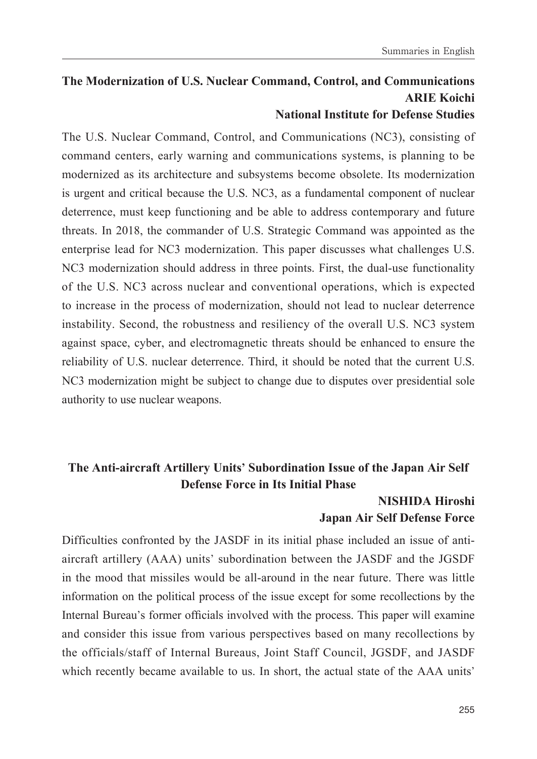## The Modernization of U.S. Nuclear Command, Control, and Communications

**ARIE Koichi**
**National Institute for Defense Studies**

The U.S. Nuclear Command, Control, and Communications (NC3), consisting of command centers, early warning and communications systems, is planning to be modernized as its architecture and subsystems become obsolete. Its modernization is urgent and critical because the U.S. NC3, as a fundamental component of nuclear deterrence, must keep functioning and be able to address contemporary and future threats. In 2018, the commander of U.S. Strategic Command was appointed as the enterprise lead for NC3 modernization. This paper discusses what challenges U.S. NC3 modernization should address in three points. First, the dual-use functionality of the U.S. NC3 across nuclear and conventional operations, which is expected to increase in the process of modernization, should not lead to nuclear deterrence instability. Second, the robustness and resiliency of the overall U.S. NC3 system against space, cyber, and electromagnetic threats should be enhanced to ensure the reliability of U.S. nuclear deterrence. Third, it should be noted that the current U.S. NC3 modernization might be subject to change due to disputes over presidential sole authority to use nuclear weapons.

## The Anti-aircraft Artillery Units' Subordination Issue of the Japan Air Self Defense Force in Its Initial Phase

**NISHIDA Hiroshi**
**Japan Air Self Defense Force**

Difficulties confronted by the JASDF in its initial phase included an issue of anti-aircraft artillery (AAA) units' subordination between the JASDF and the JGSDF in the mood that missiles would be all-around in the near future. There was little information on the political process of the issue except for some recollections by the Internal Bureau's former officials involved with the process. This paper will examine and consider this issue from various perspectives based on many recollections by the officials/staff of Internal Bureaus, Joint Staff Council, JGSDF, and JASDF which recently became available to us. In short, the actual state of the AAA units'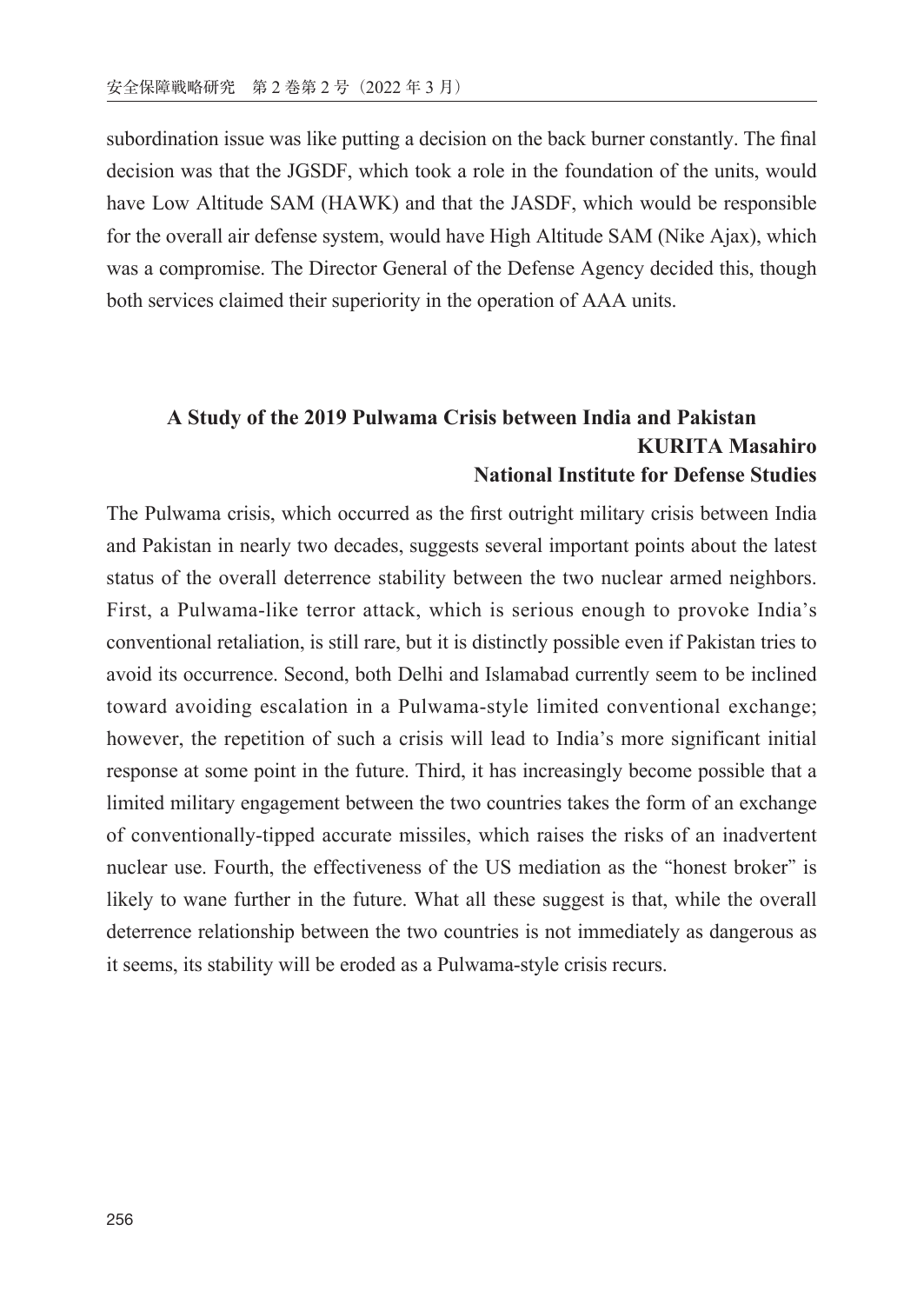subordination issue was like putting a decision on the back burner constantly. The final decision was that the JGSDF, which took a role in the foundation of the units, would have Low Altitude SAM (HAWK) and that the JASDF, which would be responsible for the overall air defense system, would have High Altitude SAM (Nike Ajax), which was a compromise. The Director General of the Defense Agency decided this, though both services claimed their superiority in the operation of AAA units.

## A Study of the 2019 Pulwama Crisis between India and Pakistan

**KURITA Masahiro**
**National Institute for Defense Studies**

The Pulwama crisis, which occurred as the first outright military crisis between India and Pakistan in nearly two decades, suggests several important points about the latest status of the overall deterrence stability between the two nuclear armed neighbors. First, a Pulwama-like terror attack, which is serious enough to provoke India's conventional retaliation, is still rare, but it is distinctly possible even if Pakistan tries to avoid its occurrence. Second, both Delhi and Islamabad currently seem to be inclined toward avoiding escalation in a Pulwama-style limited conventional exchange; however, the repetition of such a crisis will lead to India's more significant initial response at some point in the future. Third, it has increasingly become possible that a limited military engagement between the two countries takes the form of an exchange of conventionally-tipped accurate missiles, which raises the risks of an inadvertent nuclear use. Fourth, the effectiveness of the US mediation as the "honest broker" is likely to wane further in the future. What all these suggest is that, while the overall deterrence relationship between the two countries is not immediately as dangerous as it seems, its stability will be eroded as a Pulwama-style crisis recurs.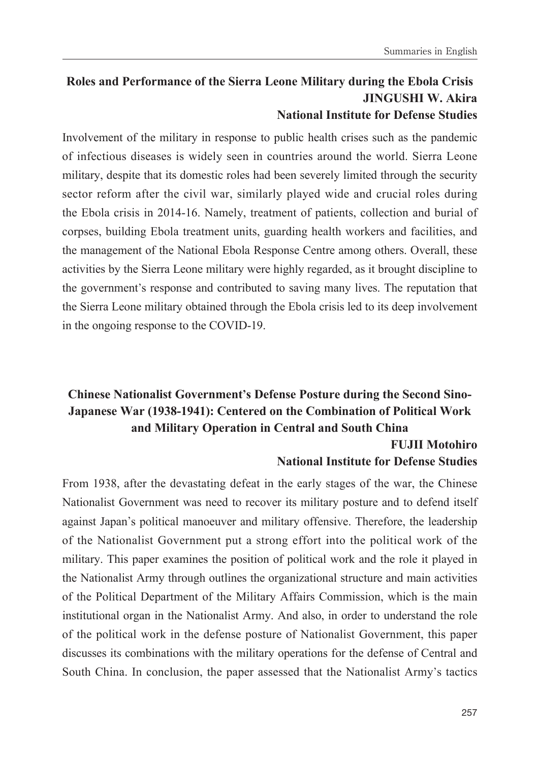## Roles and Performance of the Sierra Leone Military during the Ebola Crisis

**JINGUSHI W. Akira**
**National Institute for Defense Studies**

Involvement of the military in response to public health crises such as the pandemic of infectious diseases is widely seen in countries around the world. Sierra Leone military, despite that its domestic roles had been severely limited through the security sector reform after the civil war, similarly played wide and crucial roles during the Ebola crisis in 2014-16. Namely, treatment of patients, collection and burial of corpses, building Ebola treatment units, guarding health workers and facilities, and the management of the National Ebola Response Centre among others. Overall, these activities by the Sierra Leone military were highly regarded, as it brought discipline to the government's response and contributed to saving many lives. The reputation that the Sierra Leone military obtained through the Ebola crisis led to its deep involvement in the ongoing response to the COVID-19.

## Chinese Nationalist Government's Defense Posture during the Second Sino-Japanese War (1938-1941): Centered on the Combination of Political Work and Military Operation in Central and South China

**FUJII Motohiro**
**National Institute for Defense Studies**

From 1938, after the devastating defeat in the early stages of the war, the Chinese Nationalist Government was need to recover its military posture and to defend itself against Japan's political manoeuver and military offensive. Therefore, the leadership of the Nationalist Government put a strong effort into the political work of the military. This paper examines the position of political work and the role it played in the Nationalist Army through outlines the organizational structure and main activities of the Political Department of the Military Affairs Commission, which is the main institutional organ in the Nationalist Army. And also, in order to understand the role of the political work in the defense posture of Nationalist Government, this paper discusses its combinations with the military operations for the defense of Central and South China. In conclusion, the paper assessed that the Nationalist Army's tactics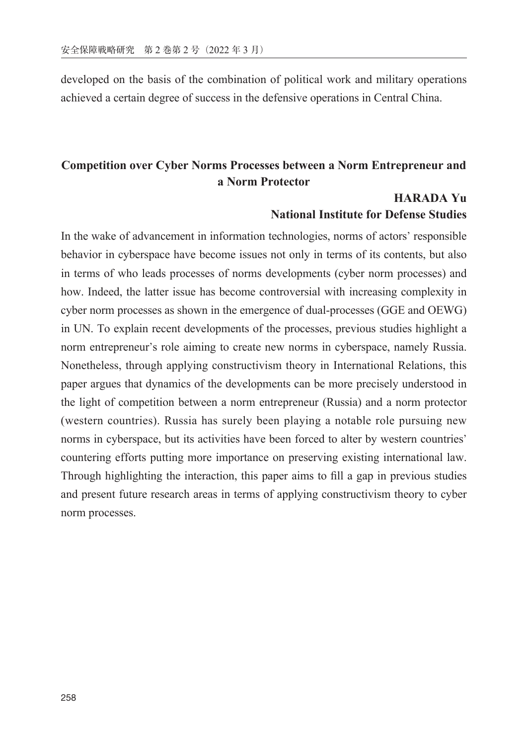developed on the basis of the combination of political work and military operations achieved a certain degree of success in the defensive operations in Central China.

## Competition over Cyber Norms Processes between a Norm Entrepreneur and a Norm Protector

**HARADA Yu**
**National Institute for Defense Studies**

In the wake of advancement in information technologies, norms of actors' responsible behavior in cyberspace have become issues not only in terms of its contents, but also in terms of who leads processes of norms developments (cyber norm processes) and how. Indeed, the latter issue has become controversial with increasing complexity in cyber norm processes as shown in the emergence of dual-processes (GGE and OEWG) in UN. To explain recent developments of the processes, previous studies highlight a norm entrepreneur's role aiming to create new norms in cyberspace, namely Russia. Nonetheless, through applying constructivism theory in International Relations, this paper argues that dynamics of the developments can be more precisely understood in the light of competition between a norm entrepreneur (Russia) and a norm protector (western countries). Russia has surely been playing a notable role pursuing new norms in cyberspace, but its activities have been forced to alter by western countries' countering efforts putting more importance on preserving existing international law. Through highlighting the interaction, this paper aims to fill a gap in previous studies and present future research areas in terms of applying constructivism theory to cyber norm processes.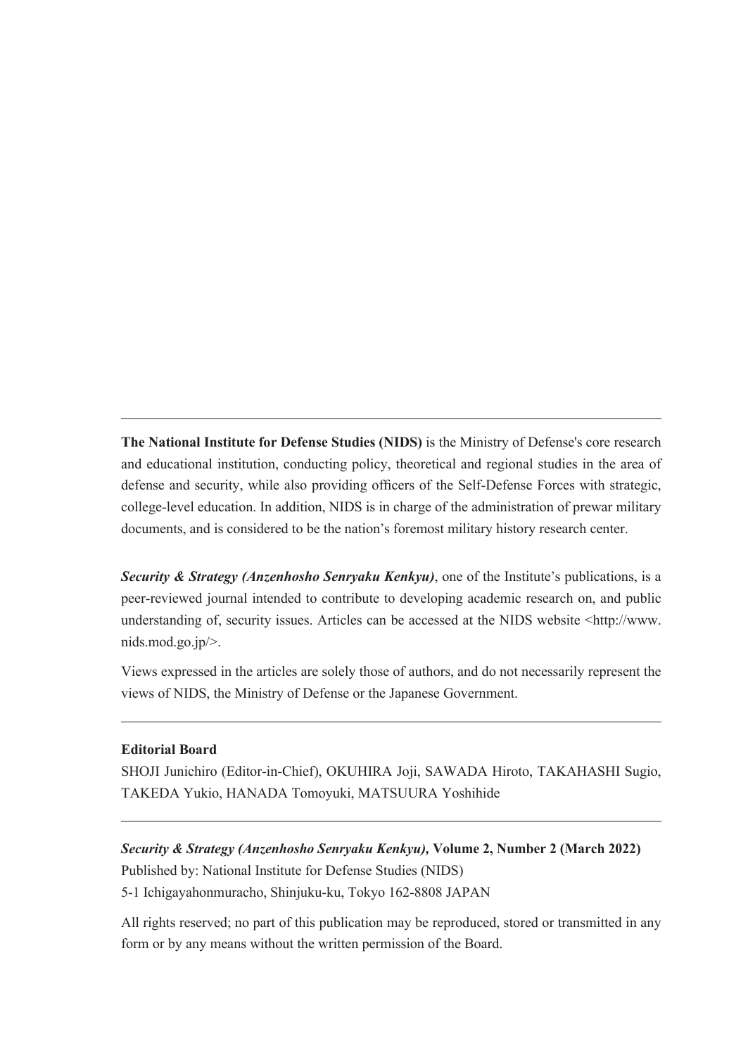---

**The National Institute for Defense Studies (NIDS)** is the Ministry of Defense's core research and educational institution, conducting policy, theoretical and regional studies in the area of defense and security, while also providing officers of the Self-Defense Forces with strategic, college-level education. In addition, NIDS is in charge of the administration of prewar military documents, and is considered to be the nation's foremost military history research center.

***Security & Strategy (Anzenhosho Senryaku Kenkyu)***, one of the Institute's publications, is a peer-reviewed journal intended to contribute to developing academic research on, and public understanding of, security issues. Articles can be accessed at the NIDS website <http://www.nids.mod.go.jp/>.

Views expressed in the articles are solely those of authors, and do not necessarily represent the views of NIDS, the Ministry of Defense or the Japanese Government.

---

**Editorial Board**

SHOJI Junichiro (Editor-in-Chief), OKUHIRA Joji, SAWADA Hiroto, TAKAHASHI Sugio, TAKEDA Yukio, HANADA Tomoyuki, MATSUURA Yoshihide

---

***Security & Strategy (Anzenhosho Senryaku Kenkyu),* Volume 2, Number 2 (March 2022)**

Published by: National Institute for Defense Studies (NIDS)

5-1 Ichigayahonmuracho, Shinjuku-ku, Tokyo 162-8808 JAPAN

All rights reserved; no part of this publication may be reproduced, stored or transmitted in any form or by any means without the written permission of the Board.